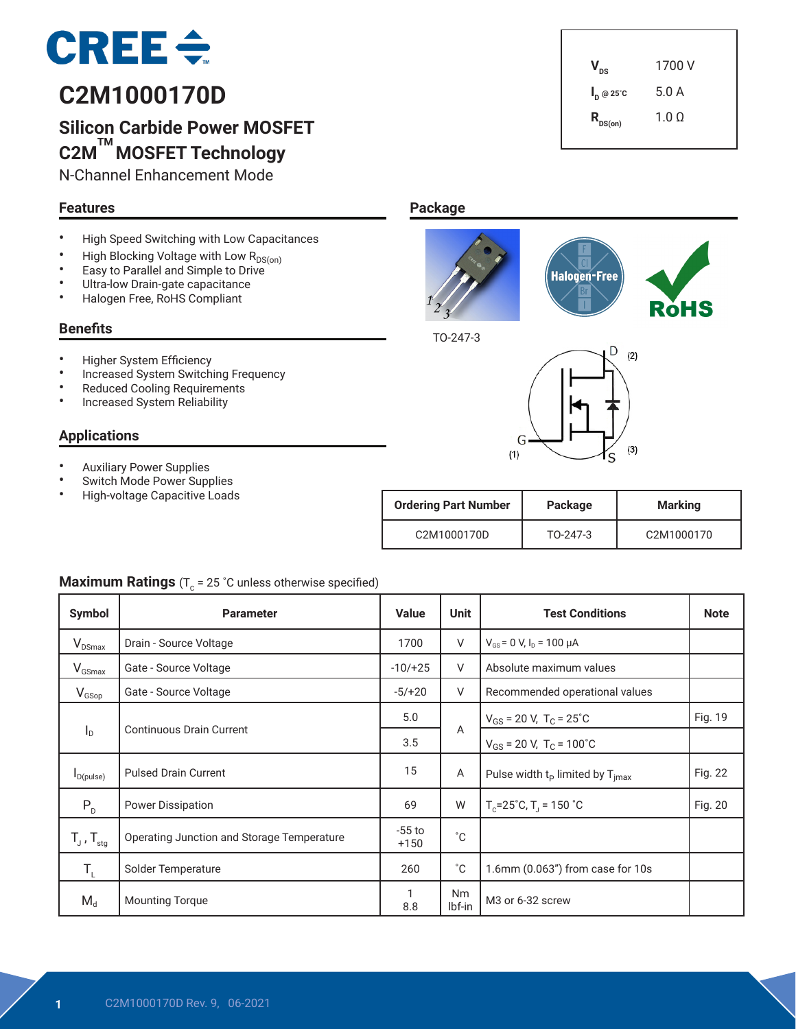# C2M1000170D

## Silicon Carbide Power MOSFET
## C2M™ MOSFET Technology

N-Channel Enhancement Mode

| | |
|---|---|
| $V_{DS}$ | 1700 V |
| $I_D$ @ 25˚C | 5.0 A |
| $R_{DS(on)}$ | 1.0 Ω |

### Features

- High Speed Switching with Low Capacitances
- High Blocking Voltage with Low $R_{DS(on)}$
- Easy to Parallel and Simple to Drive
- Ultra-low Drain-gate capacitance
- Halogen Free, RoHS Compliant

### Benefits

- Higher System Efficiency
- Increased System Switching Frequency
- Reduced Cooling Requirements
- Increased System Reliability

### Applications

- Auxiliary Power Supplies
- Switch Mode Power Supplies
- High-voltage Capacitive Loads

### Package

TO-247-3

D (2), G (1), S (3)

| Ordering Part Number | Package | Marking |
|---|---|---|
| C2M1000170D | TO-247-3 | C2M1000170 |

### Maximum Ratings ($T_C$ = 25 ˚C unless otherwise specified)

| Symbol | Parameter | Value | Unit | Test Conditions | Note |
|---|---|---|---|---|---|
| $V_{DSmax}$ | Drain - Source Voltage | 1700 | V | $V_{GS}$ = 0 V, $I_D$ = 100 μA | |
| $V_{GSmax}$ | Gate - Source Voltage | -10/+25 | V | Absolute maximum values | |
| $V_{GSop}$ | Gate - Source Voltage | -5/+20 | V | Recommended operational values | |
| $I_D$ | Continuous Drain Current | 5.0 | A | $V_{GS}$ = 20 V, $T_C$ = 25˚C | Fig. 19 |
| | | 3.5 | | $V_{GS}$ = 20 V, $T_C$ = 100˚C | |
| $I_{D(pulse)}$ | Pulsed Drain Current | 15 | A | Pulse width $t_P$ limited by $T_{jmax}$ | Fig. 22 |
| $P_D$ | Power Dissipation | 69 | W | $T_C$=25˚C, $T_J$ = 150 ˚C | Fig. 20 |
| $T_J$ , $T_{stg}$ | Operating Junction and Storage Temperature | -55 to +150 | ˚C | | |
| $T_L$ | Solder Temperature | 260 | ˚C | 1.6mm (0.063") from case for 10s | |
| $M_d$ | Mounting Torque | 1<br>8.8 | Nm<br>lbf-in | M3 or 6-32 screw | |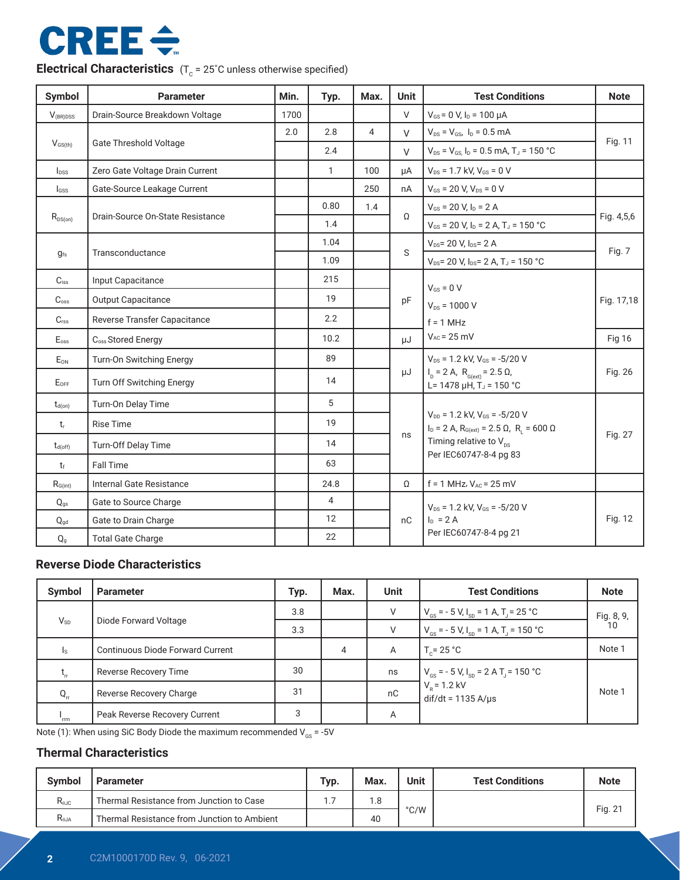## Electrical Characteristics ($T_C$ = 25˚C unless otherwise specified)

| Symbol | Parameter | Min. | Typ. | Max. | Unit | Test Conditions | Note |
|---|---|---|---|---|---|---|---|
| $V_{(BR)DSS}$ | Drain-Source Breakdown Voltage | 1700 | | | V | $V_{GS}$ = 0 V, $I_D$ = 100 μA | |
| $V_{GS(th)}$ | Gate Threshold Voltage | 2.0 | 2.8 | 4 | V | $V_{DS}$ = $V_{GS}$, $I_D$ = 0.5 mA | Fig. 11 |
| | | | 2.4 | | V | $V_{DS}$ = $V_{GS}$, $I_D$ = 0.5 mA, $T_J$ = 150 °C | |
| $I_{DSS}$ | Zero Gate Voltage Drain Current | | 1 | 100 | μA | $V_{DS}$ = 1.7 kV, $V_{GS}$ = 0 V | |
| $I_{GSS}$ | Gate-Source Leakage Current | | | 250 | nA | $V_{GS}$ = 20 V, $V_{DS}$ = 0 V | |
| $R_{DS(on)}$ | Drain-Source On-State Resistance | | 0.80 | 1.4 | Ω | $V_{GS}$ = 20 V, $I_D$ = 2 A | Fig. 4,5,6 |
| | | | 1.4 | | | $V_{GS}$ = 20 V, $I_D$ = 2 A, $T_J$ = 150 °C | |
| $g_{fs}$ | Transconductance | | 1.04 | | S | $V_{DS}$= 20 V, $I_{DS}$= 2 A | Fig. 7 |
| | | | 1.09 | | | $V_{DS}$= 20 V, $I_{DS}$= 2 A, $T_J$ = 150 °C | |
| $C_{iss}$ | Input Capacitance | | 215 | | pF | $V_{GS}$ = 0 V<br>$V_{DS}$ = 1000 V<br>f = 1 MHz<br>$V_{AC}$ = 25 mV | Fig. 17,18 |
| $C_{oss}$ | Output Capacitance | | 19 | | | | |
| $C_{rss}$ | Reverse Transfer Capacitance | | 2.2 | | | | |
| $E_{oss}$ | $C_{oss}$ Stored Energy | | 10.2 | | μJ | | Fig 16 |
| $E_{ON}$ | Turn-On Switching Energy | | 89 | | μJ | $V_{DS}$ = 1.2 kV, $V_{GS}$ = -5/20 V<br>$I_D$ = 2 A, $R_{G(ext)}$ = 2.5 Ω,<br>L= 1478 μH, $T_J$ = 150 °C | Fig. 26 |
| $E_{OFF}$ | Turn Off Switching Energy | | 14 | | | | |
| $t_{d(on)}$ | Turn-On Delay Time | | 5 | | ns | $V_{DD}$ = 1.2 kV, $V_{GS}$ = -5/20 V<br>$I_D$ = 2 A, $R_{G(ext)}$ = 2.5 Ω, $R_L$ = 600 Ω<br>Timing relative to $V_{DS}$<br>Per IEC60747-8-4 pg 83 | Fig. 27 |
| $t_r$ | Rise Time | | 19 | | | | |
| $t_{d(off)}$ | Turn-Off Delay Time | | 14 | | | | |
| $t_f$ | Fall Time | | 63 | | | | |
| $R_{G(int)}$ | Internal Gate Resistance | | 24.8 | | Ω | f = 1 MHz, $V_{AC}$ = 25 mV | |
| $Q_{gs}$ | Gate to Source Charge | | 4 | | nC | $V_{DS}$ = 1.2 kV, $V_{GS}$ = -5/20 V<br>$I_D$ = 2 A<br>Per IEC60747-8-4 pg 21 | Fig. 12 |
| $Q_{gd}$ | Gate to Drain Charge | | 12 | | | | |
| $Q_g$ | Total Gate Charge | | 22 | | | | |

## Reverse Diode Characteristics

| Symbol | Parameter | Typ. | Max. | Unit | Test Conditions | Note |
|---|---|---|---|---|---|---|
| $V_{SD}$ | Diode Forward Voltage | 3.8 | | V | $V_{GS}$ = - 5 V, $I_{SD}$ = 1 A, $T_J$ = 25 °C | Fig. 8, 9, 10 |
| | | 3.3 | | V | $V_{GS}$ = - 5 V, $I_{SD}$ = 1 A, $T_J$ = 150 °C | |
| $I_S$ | Continuous Diode Forward Current | | 4 | A | $T_C$= 25 °C | Note 1 |
| $t_{rr}$ | Reverse Recovery Time | 30 | | ns | $V_{GS}$ = - 5 V, $I_{SD}$ = 2 A $T_J$ = 150 °C<br>$V_R$ = 1.2 kV<br>dif/dt = 1135 A/μs | Note 1 |
| $Q_{rr}$ | Reverse Recovery Charge | 31 | | nC | | |
| $I_{rrm}$ | Peak Reverse Recovery Current | 3 | | A | | |

Note (1): When using SiC Body Diode the maximum recommended $V_{GS}$ = -5V

## Thermal Characteristics

| Symbol | Parameter | Typ. | Max. | Unit | Test Conditions | Note |
|---|---|---|---|---|---|---|
| $R_{\theta JC}$ | Thermal Resistance from Junction to Case | 1.7 | 1.8 | °C/W | | Fig. 21 |
| $R_{\theta JA}$ | Thermal Resistance from Junction to Ambient | | 40 | | | |

C2M1000170D Rev. 9, 06-2021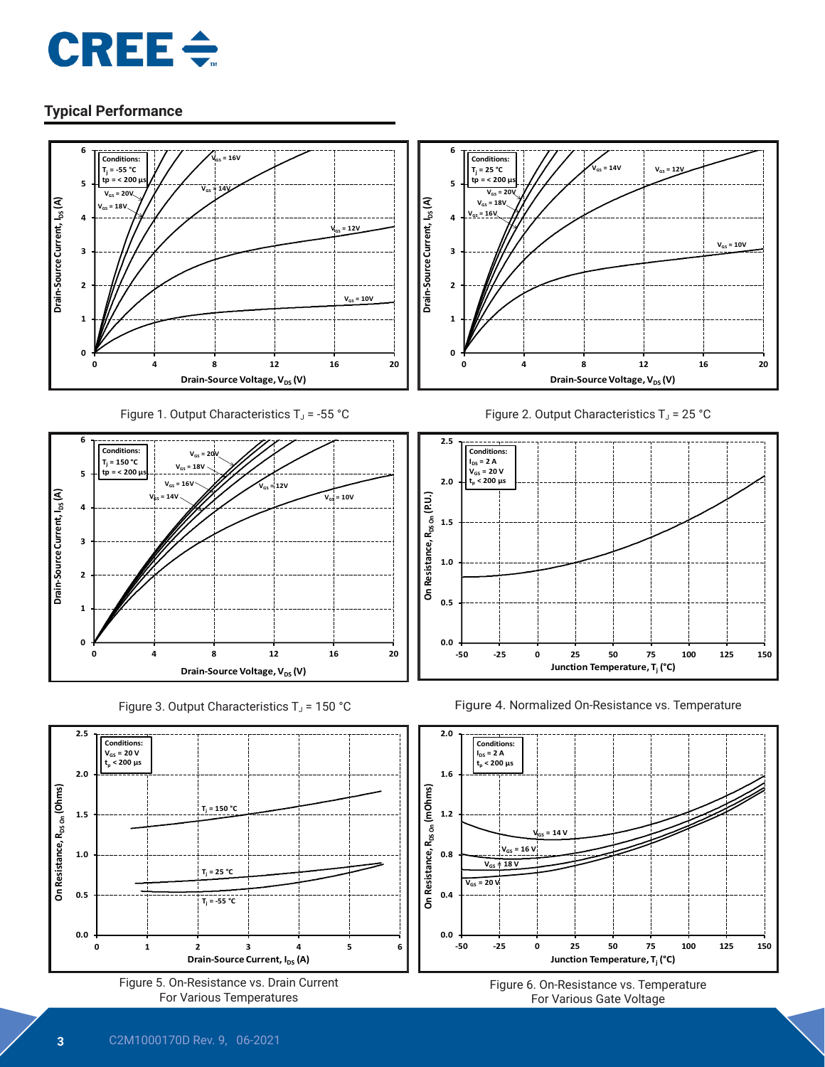## Typical Performance

Figure 1. Output Characteristics $T_J$ = -55 °C

Figure 2. Output Characteristics $T_J$ = 25 °C

Figure 3. Output Characteristics $T_J$ = 150 °C

Figure 4. Normalized On-Resistance vs. Temperature

Figure 5. On-Resistance vs. Drain Current For Various Temperatures

Figure 6. On-Resistance vs. Temperature For Various Gate Voltage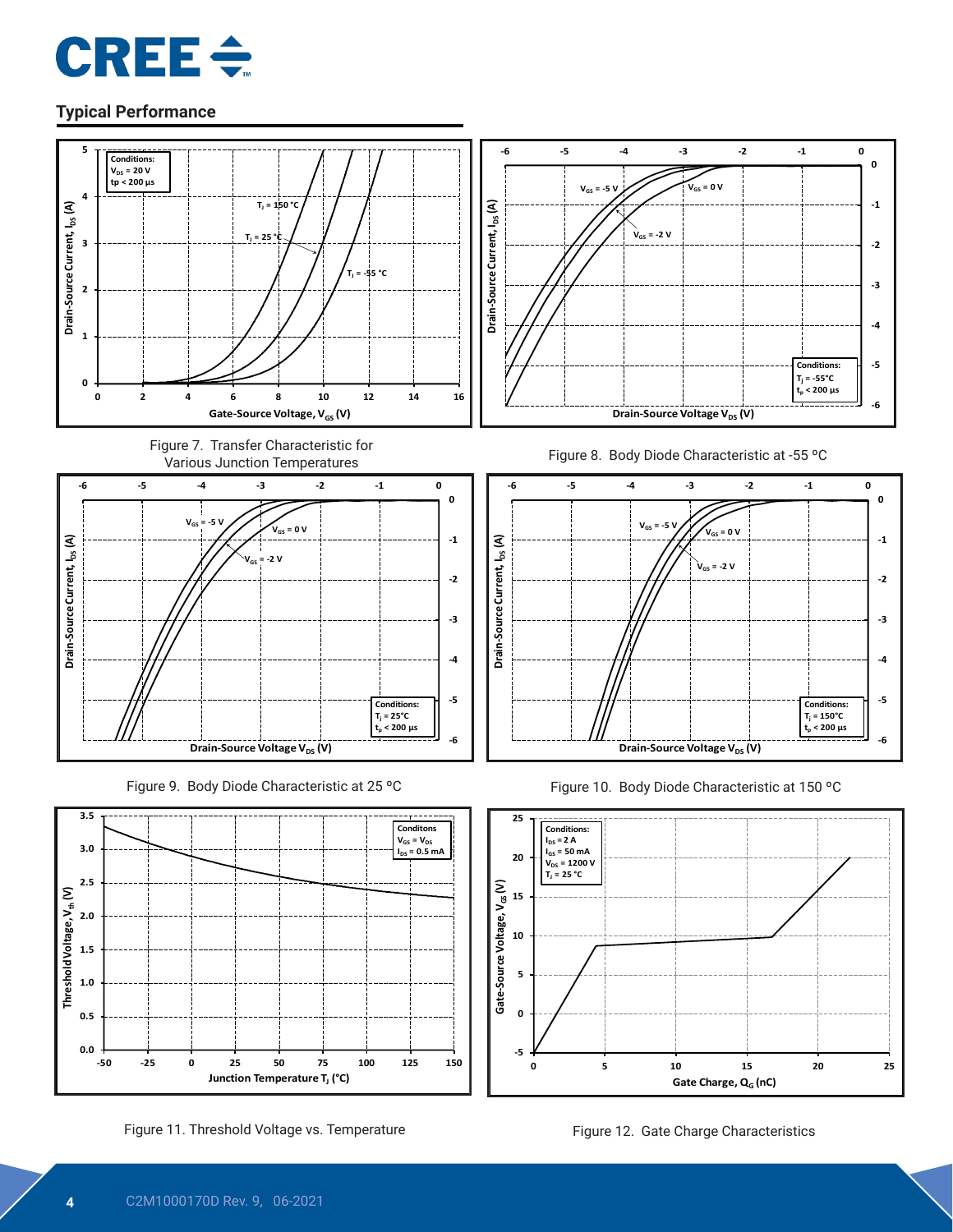## Typical Performance

Figure 7. Transfer Characteristic for Various Junction Temperatures

Figure 8. Body Diode Characteristic at -55 ºC

Figure 9. Body Diode Characteristic at 25 ºC

Figure 10. Body Diode Characteristic at 150 ºC

Figure 11. Threshold Voltage vs. Temperature

Figure 12. Gate Charge Characteristics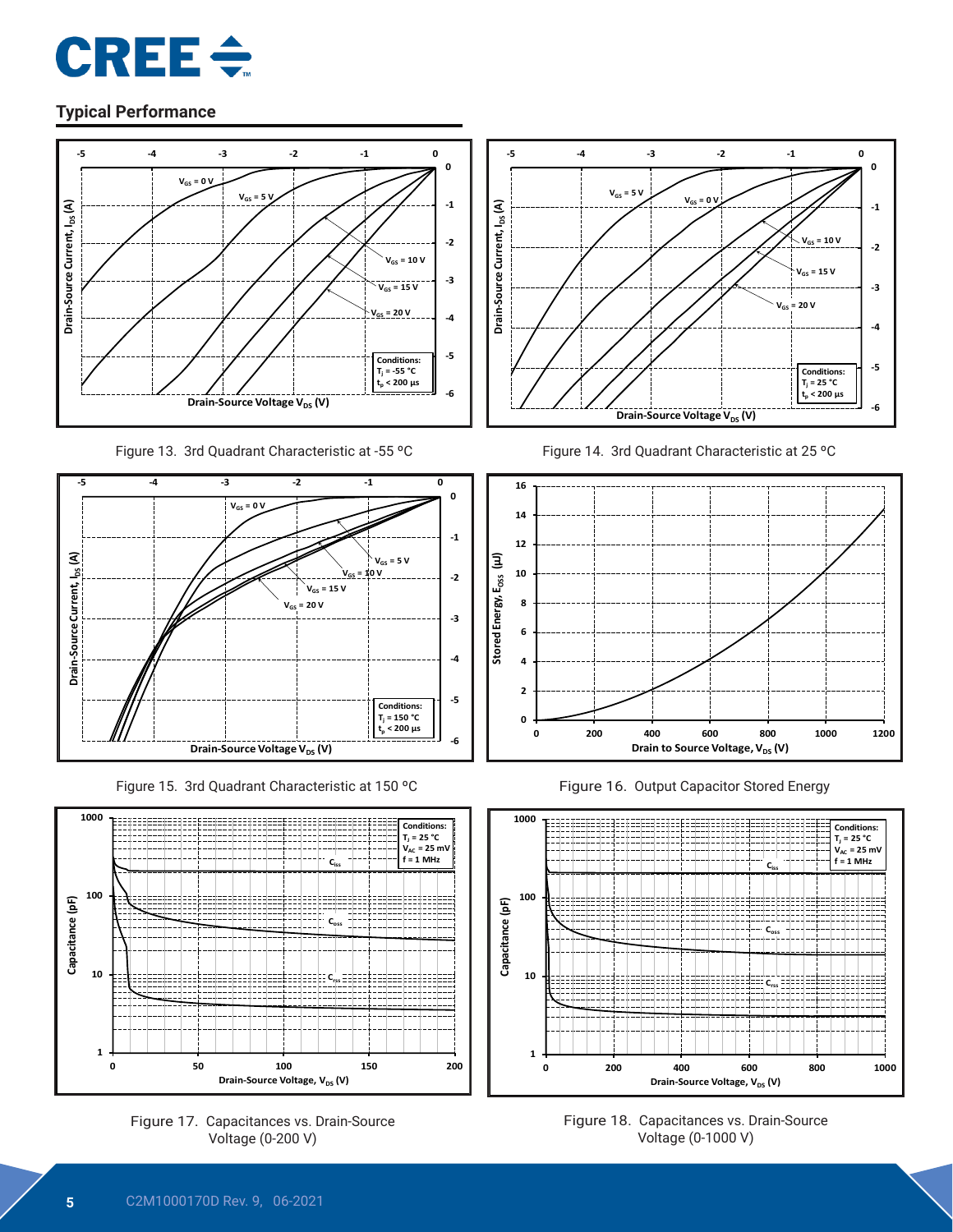## Typical Performance

Figure 13. 3rd Quadrant Characteristic at -55 °C

Figure 14. 3rd Quadrant Characteristic at 25 °C

Figure 15. 3rd Quadrant Characteristic at 150 °C

Figure 16. Output Capacitor Stored Energy

Figure 17. Capacitances vs. Drain-Source Voltage (0-200 V)

Figure 18. Capacitances vs. Drain-Source Voltage (0-1000 V)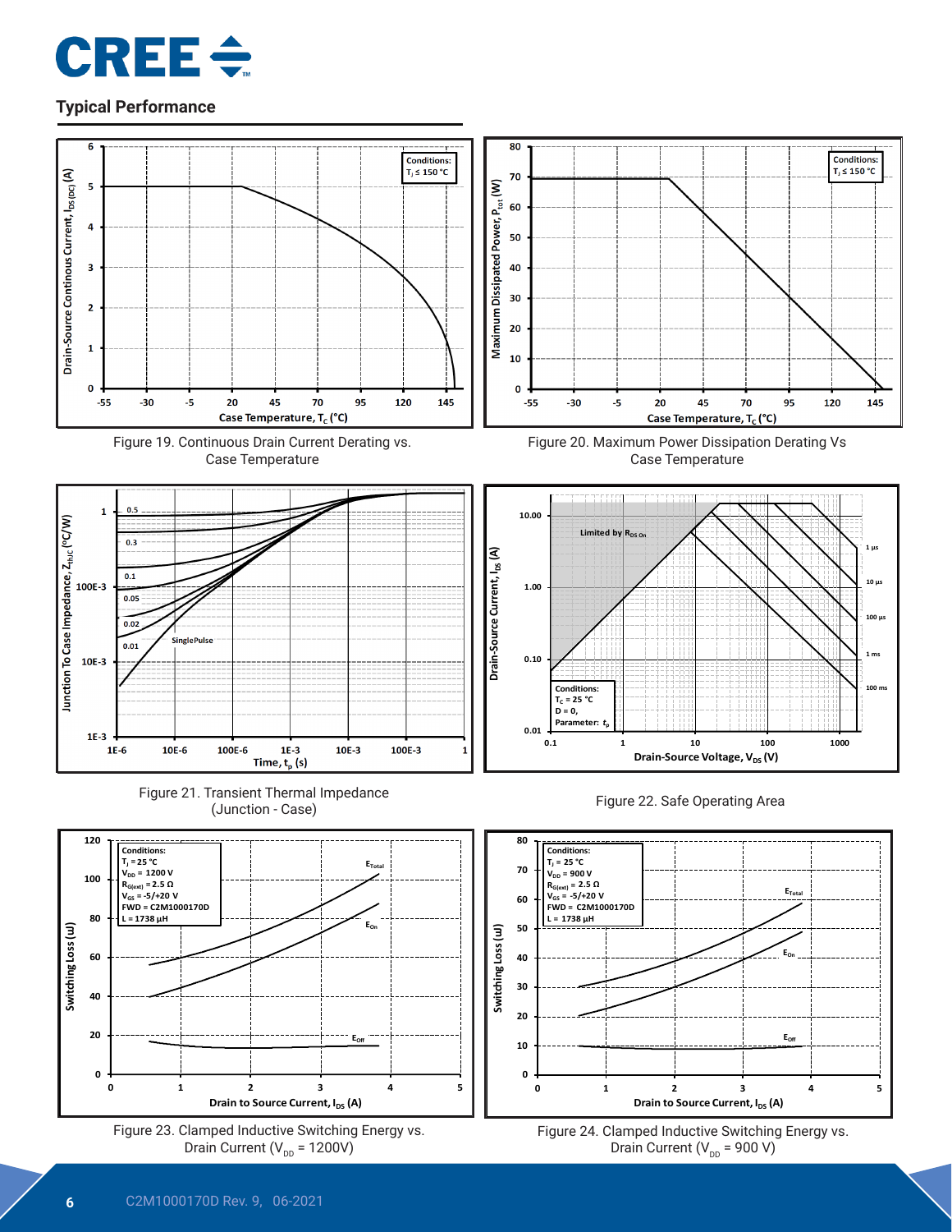## Typical Performance

Figure 19. Continuous Drain Current Derating vs. Case Temperature

Figure 20. Maximum Power Dissipation Derating Vs Case Temperature

Figure 21. Transient Thermal Impedance (Junction - Case)

Figure 22. Safe Operating Area

Figure 23. Clamped Inductive Switching Energy vs. Drain Current ($V_{DD}$ = 1200V)

Figure 24. Clamped Inductive Switching Energy vs. Drain Current ($V_{DD}$ = 900 V)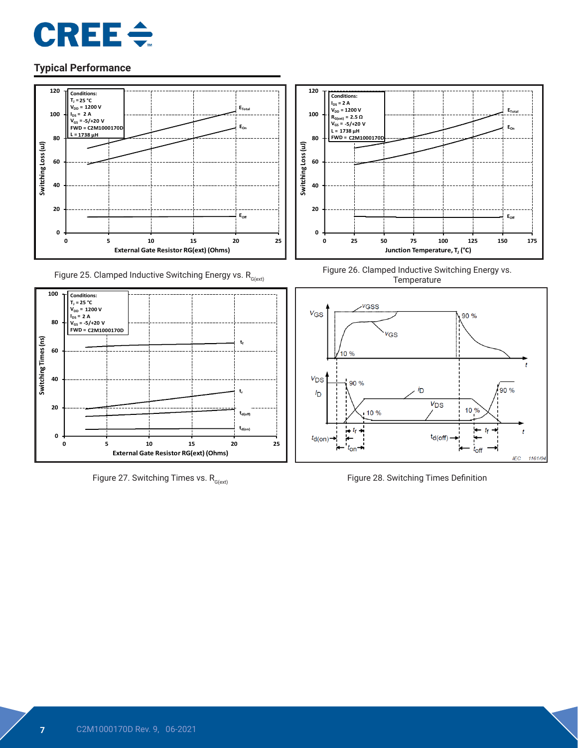## Typical Performance

Figure 25. Clamped Inductive Switching Energy vs. $R_{G(ext)}$

Figure 26. Clamped Inductive Switching Energy vs. Temperature

Figure 27. Switching Times vs. $R_{G(ext)}$

Figure 28. Switching Times Definition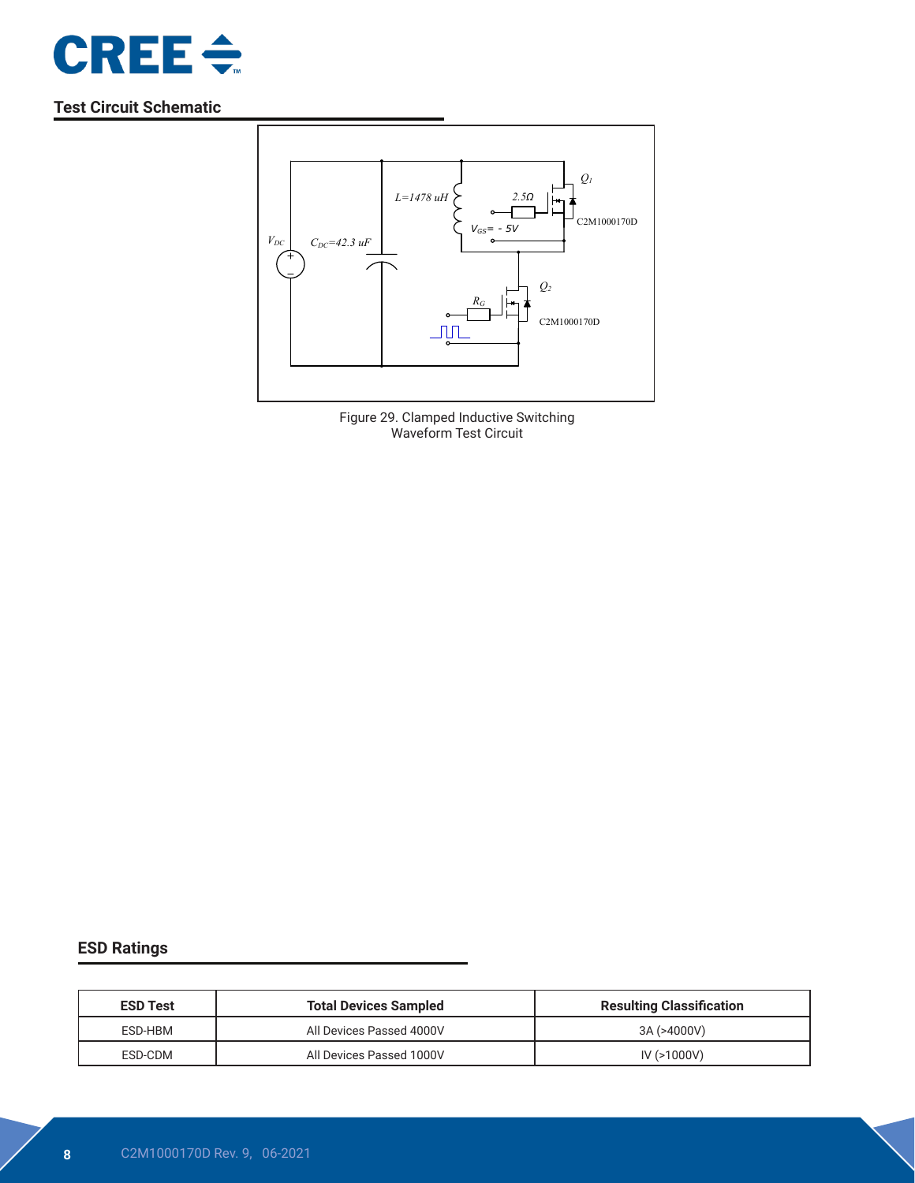## Test Circuit Schematic

Figure 29. Clamped Inductive Switching Waveform Test Circuit

## ESD Ratings

| ESD Test | Total Devices Sampled | Resulting Classification |
|---|---|---|
| ESD-HBM | All Devices Passed 4000V | 3A (>4000V) |
| ESD-CDM | All Devices Passed 1000V | IV (>1000V) |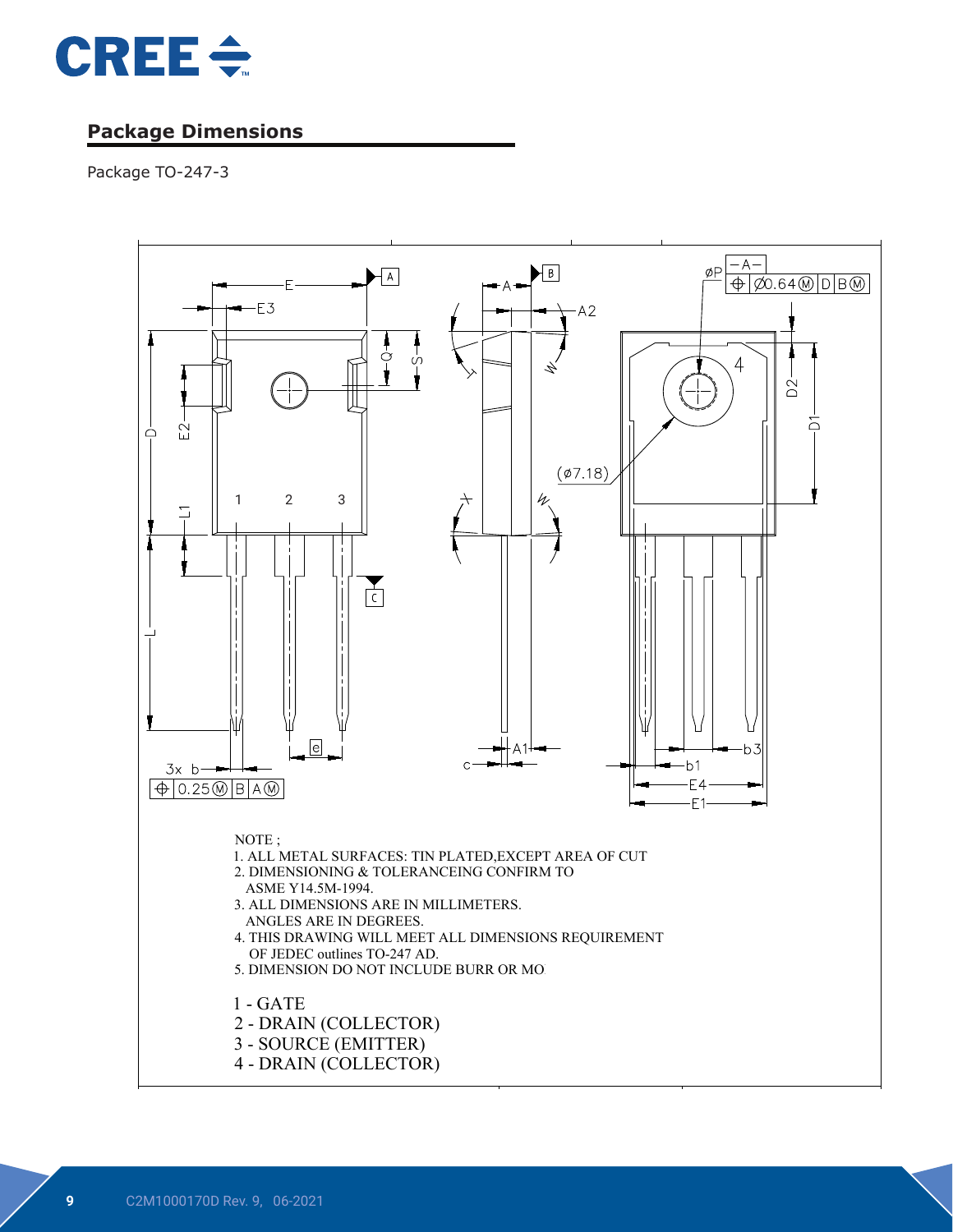## Package Dimensions

Package TO-247-3

NOTE ;

1. ALL METAL SURFACES: TIN PLATED,EXCEPT AREA OF CUT
2. DIMENSIONING & TOLERANCEING CONFIRM TO ASME Y14.5M-1994.
3. ALL DIMENSIONS ARE IN MILLIMETERS. ANGLES ARE IN DEGREES.
4. THIS DRAWING WILL MEET ALL DIMENSIONS REQUIREMENT OF JEDEC outlines TO-247 AD.
5. DIMENSION DO NOT INCLUDE BURR OR MO

1 - GATE
2 - DRAIN (COLLECTOR)
3 - SOURCE (EMITTER)
4 - DRAIN (COLLECTOR)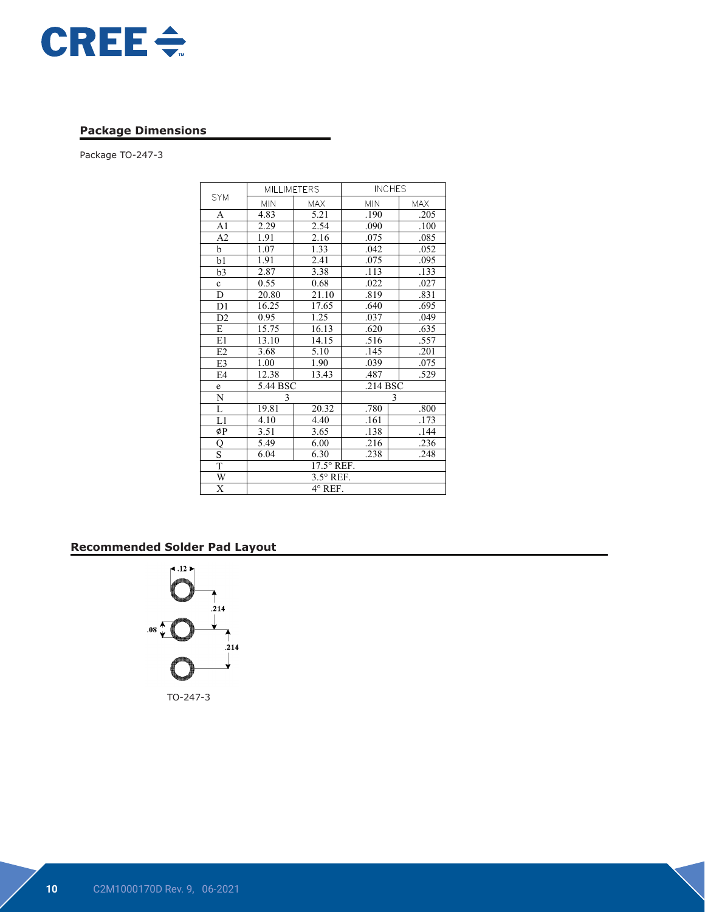## Package Dimensions

Package TO-247-3

| SYM | MILLIMETERS | | INCHES | |
|---|---|---|---|---|
| | MIN | MAX | MIN | MAX |
| A | 4.83 | 5.21 | .190 | .205 |
| A1 | 2.29 | 2.54 | .090 | .100 |
| A2 | 1.91 | 2.16 | .075 | .085 |
| b | 1.07 | 1.33 | .042 | .052 |
| b1 | 1.91 | 2.41 | .075 | .095 |
| b3 | 2.87 | 3.38 | .113 | .133 |
| c | 0.55 | 0.68 | .022 | .027 |
| D | 20.80 | 21.10 | .819 | .831 |
| D1 | 16.25 | 17.65 | .640 | .695 |
| D2 | 0.95 | 1.25 | .037 | .049 |
| E | 15.75 | 16.13 | .620 | .635 |
| E1 | 13.10 | 14.15 | .516 | .557 |
| E2 | 3.68 | 5.10 | .145 | .201 |
| E3 | 1.00 | 1.90 | .039 | .075 |
| E4 | 12.38 | 13.43 | .487 | .529 |
| e | 5.44 BSC | | .214 BSC | |
| N | 3 | | 3 | |
| L | 19.81 | 20.32 | .780 | .800 |
| L1 | 4.10 | 4.40 | .161 | .173 |
| ϕP | 3.51 | 3.65 | .138 | .144 |
| Q | 5.49 | 6.00 | .216 | .236 |
| S | 6.04 | 6.30 | .238 | .248 |
| T | 17.5° REF. | | | |
| W | 3.5° REF. | | | |
| X | 4° REF. | | | |

## Recommended Solder Pad Layout

.12

.214

.08

.214

TO-247-3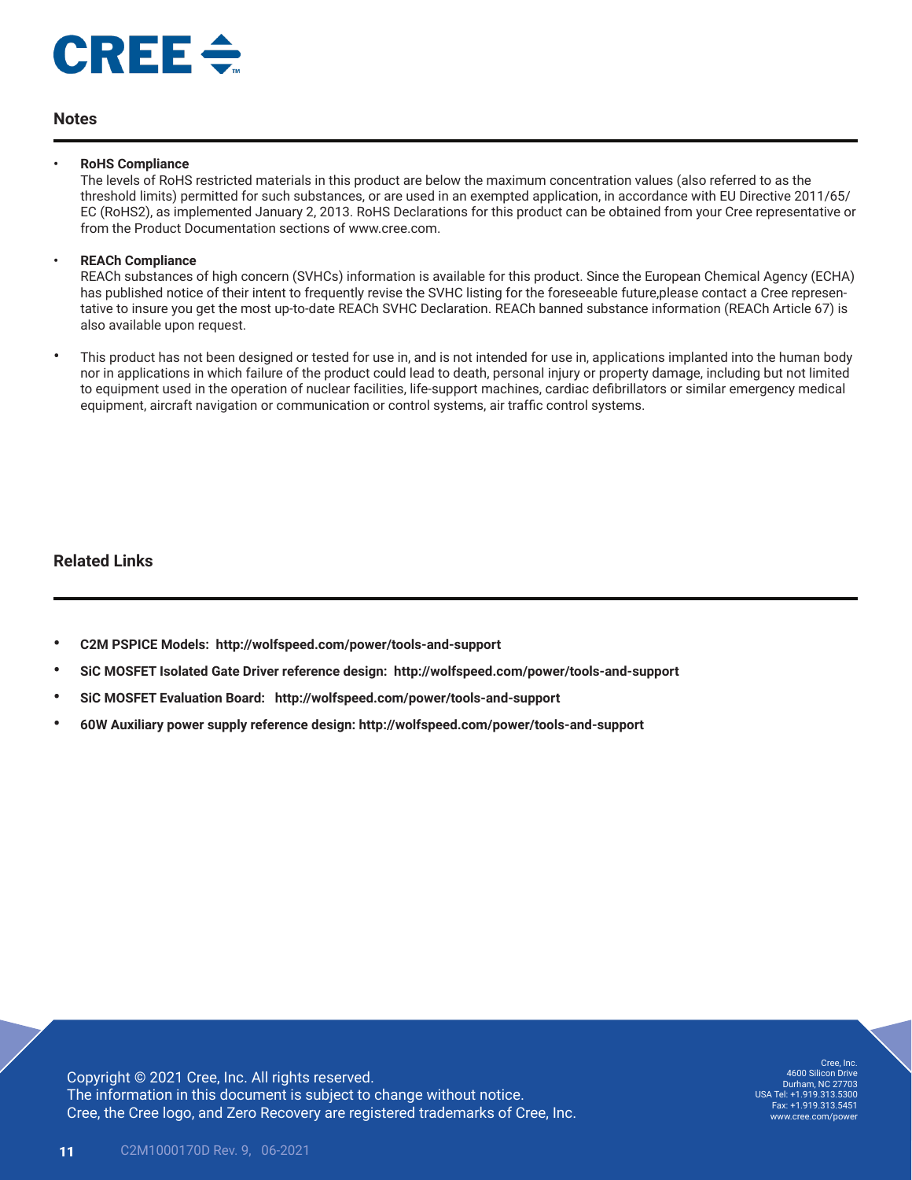## Notes

- **RoHS Compliance**
  The levels of RoHS restricted materials in this product are below the maximum concentration values (also referred to as the threshold limits) permitted for such substances, or are used in an exempted application, in accordance with EU Directive 2011/65/EC (RoHS2), as implemented January 2, 2013. RoHS Declarations for this product can be obtained from your Cree representative or from the Product Documentation sections of www.cree.com.

- **REACh Compliance**
  REACh substances of high concern (SVHCs) information is available for this product. Since the European Chemical Agency (ECHA) has published notice of their intent to frequently revise the SVHC listing for the foreseeable future,please contact a Cree representative to insure you get the most up-to-date REACh SVHC Declaration. REACh banned substance information (REACh Article 67) is also available upon request.

- This product has not been designed or tested for use in, and is not intended for use in, applications implanted into the human body nor in applications in which failure of the product could lead to death, personal injury or property damage, including but not limited to equipment used in the operation of nuclear facilities, life-support machines, cardiac defibrillators or similar emergency medical equipment, aircraft navigation or communication or control systems, air traffic control systems.

## Related Links

- **C2M PSPICE Models: http://wolfspeed.com/power/tools-and-support**
- **SiC MOSFET Isolated Gate Driver reference design: http://wolfspeed.com/power/tools-and-support**
- **SiC MOSFET Evaluation Board: http://wolfspeed.com/power/tools-and-support**
- **60W Auxiliary power supply reference design: http://wolfspeed.com/power/tools-and-support**

Copyright © 2021 Cree, Inc. All rights reserved.
The information in this document is subject to change without notice.
Cree, the Cree logo, and Zero Recovery are registered trademarks of Cree, Inc.

Cree, Inc.
4600 Silicon Drive
Durham, NC 27703
USA Tel: +1.919.313.5300
Fax: +1.919.313.5451
www.cree.com/power